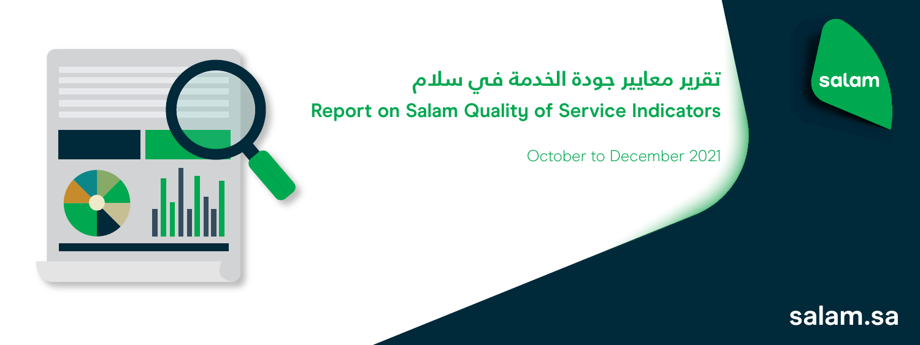# تقرير معايير جودة الخدمة في سلام

# Report on Salam Quality of Service Indicators

October to December 2021

salam

salam.sa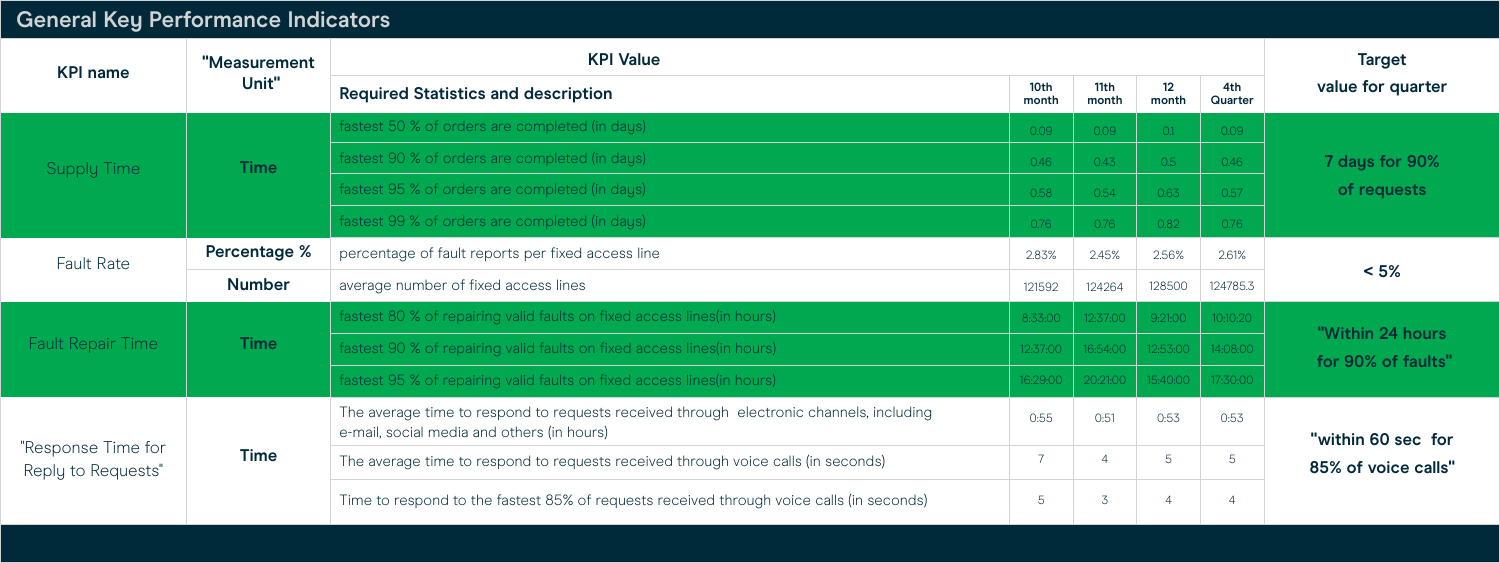## General Key Performance Indicators

| KPI name | "Measurement Unit" | KPI Value | | | | | Target value for quarter |
|---|---|---|---|---|---|---|---|
| | | Required Statistics and description | 10th month | 11th month | 12 month | 4th Quarter | |
| Supply Time | Time | fastest 50 % of orders are completed (in days) | 0.09 | 0.09 | 0.1 | 0.09 | 7 days for 90% of requests |
| | | fastest 90 % of orders are completed (in days) | 0.46 | 0.43 | 0.5 | 0.46 | |
| | | fastest 95 % of orders are completed (in days) | 0.58 | 0.54 | 0.63 | 0.57 | |
| | | fastest 99 % of orders are completed (in days) | 0.76 | 0.76 | 0.82 | 0.76 | |
| Fault Rate | Percentage % | percentage of fault reports per fixed access line | 2.83% | 2.45% | 2.56% | 2.61% | < 5% |
| | Number | average number of fixed access lines | 121592 | 124264 | 128500 | 124785.3 | |
| Fault Repair Time | Time | fastest 80 % of repairing valid faults on fixed access lines(in hours) | 8:33:00 | 12:37:00 | 9:21:00 | 10:10:20 | "Within 24 hours for 90% of faults" |
| | | fastest 90 % of repairing valid faults on fixed access lines(in hours) | 12:37:00 | 16:54:00 | 12:53:00 | 14:08:00 | |
| | | fastest 95 % of repairing valid faults on fixed access lines(in hours) | 16:29:00 | 20:21:00 | 15:40:00 | 17:30:00 | |
| "Response Time for Reply to Requests" | Time | The average time to respond to requests received through electronic channels, including e-mail, social media and others (in hours) | 0:55 | 0:51 | 0:53 | 0:53 | "within 60 sec for 85% of voice calls" |
| | | The average time to respond to requests received through voice calls (in seconds) | 7 | 4 | 5 | 5 | |
| | | Time to respond to the fastest 85% of requests received through voice calls (in seconds) | 5 | 3 | 4 | 4 | |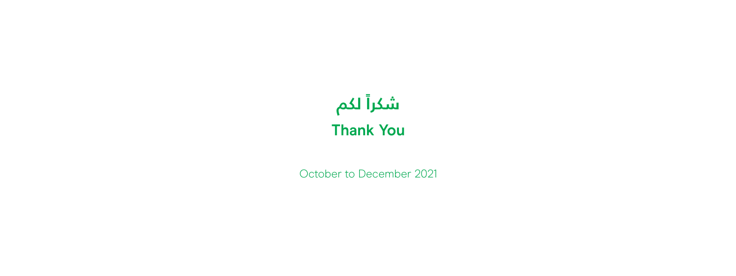# شكراً لكم

# Thank You

October to December 2021